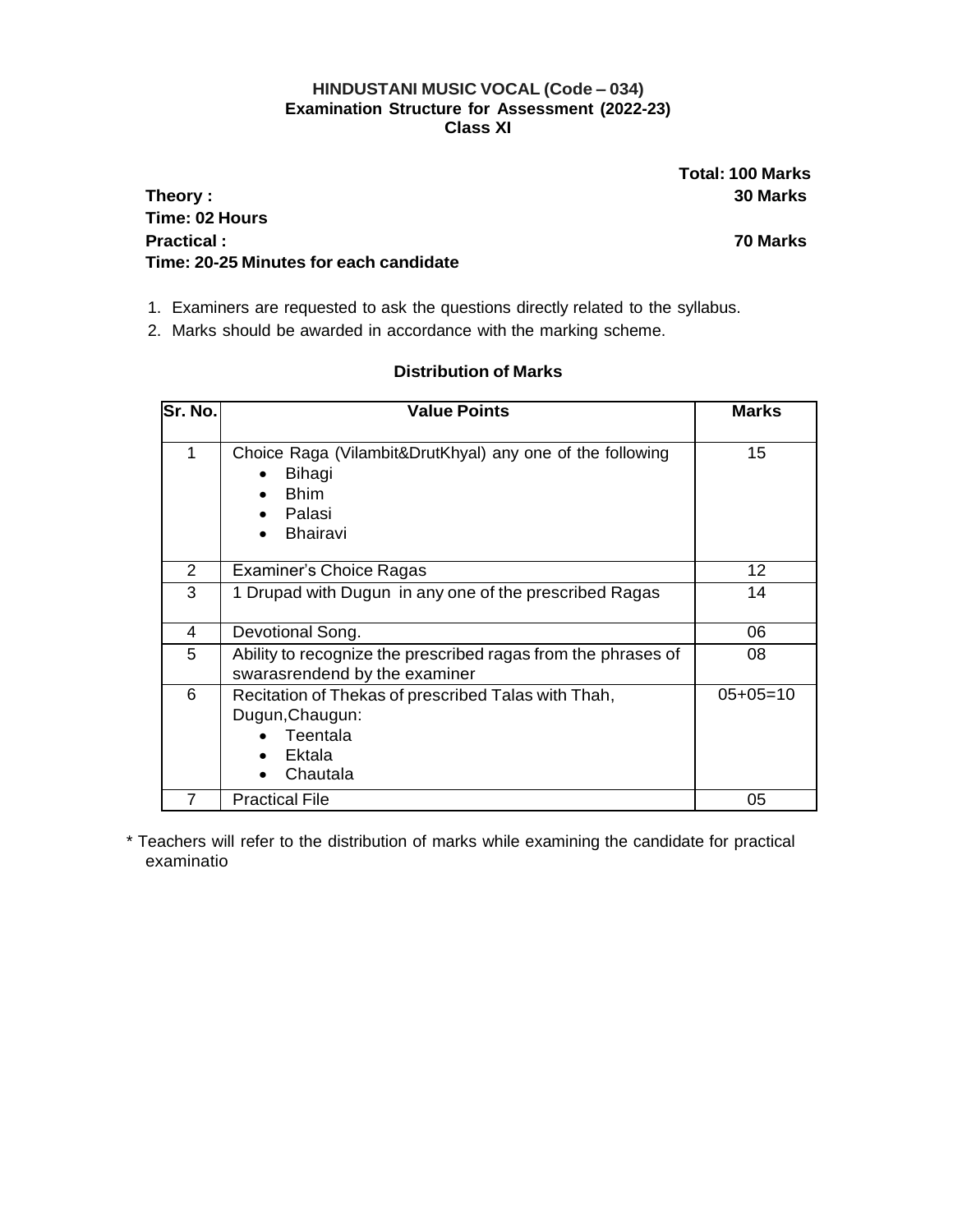**HINDUSTANI MUSIC VOCAL (Code – 034)**
**Examination Structure for Assessment (2022-23)**
**Class XI**

**Total: 100 Marks**

**Theory : 30 Marks**
**Time: 02 Hours**
**Practical : 70 Marks**
**Time: 20-25 Minutes for each candidate**

1. Examiners are requested to ask the questions directly related to the syllabus.
2. Marks should be awarded in accordance with the marking scheme.

**Distribution of Marks**

| Sr. No. | Value Points | Marks |
|---|---|---|
| 1 | Choice Raga (Vilambit&DrutKhyal) any one of the following<br>• Bihagi<br>• Bhim<br>• Palasi<br>• Bhairavi | 15 |
| 2 | Examiner's Choice Ragas | 12 |
| 3 | 1 Drupad with Dugun in any one of the prescribed Ragas | 14 |
| 4 | Devotional Song. | 06 |
| 5 | Ability to recognize the prescribed ragas from the phrases of swarasrendend by the examiner | 08 |
| 6 | Recitation of Thekas of prescribed Talas with Thah, Dugun,Chaugun:<br>• Teentala<br>• Ektala<br>• Chautala | 05+05=10 |
| 7 | Practical File | 05 |

* Teachers will refer to the distribution of marks while examining the candidate for practical examinatio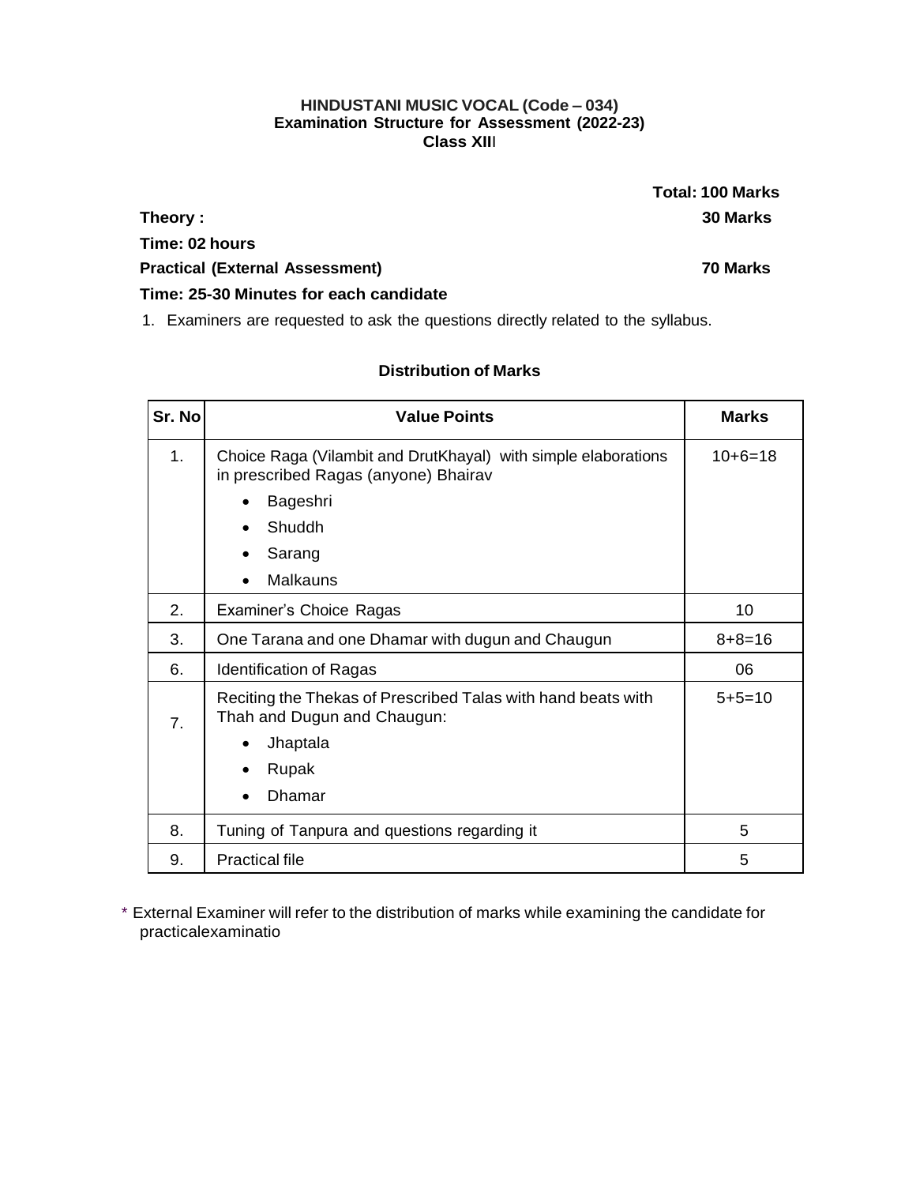**HINDUSTANI MUSIC VOCAL (Code – 034)**
**Examination Structure for Assessment (2022-23)**
**Class XII**

**Total: 100 Marks**

**Theory :** **30 Marks**

**Time: 02 hours**

**Practical (External Assessment)** **70 Marks**

**Time: 25-30 Minutes for each candidate**

1. Examiners are requested to ask the questions directly related to the syllabus.

**Distribution of Marks**

| Sr. No | Value Points | Marks |
|---|---|---|
| 1. | Choice Raga (Vilambit and DrutKhayal) with simple elaborations in prescribed Ragas (anyone) Bhairav<br>• Bageshri<br>• Shuddh<br>• Sarang<br>• Malkauns | 10+6=18 |
| 2. | Examiner's Choice Ragas | 10 |
| 3. | One Tarana and one Dhamar with dugun and Chaugun | 8+8=16 |
| 6. | Identification of Ragas | 06 |
| 7. | Reciting the Thekas of Prescribed Talas with hand beats with Thah and Dugun and Chaugun:<br>• Jhaptala<br>• Rupak<br>• Dhamar | 5+5=10 |
| 8. | Tuning of Tanpura and questions regarding it | 5 |
| 9. | Practical file | 5 |

\* External Examiner will refer to the distribution of marks while examining the candidate for practicalexaminatio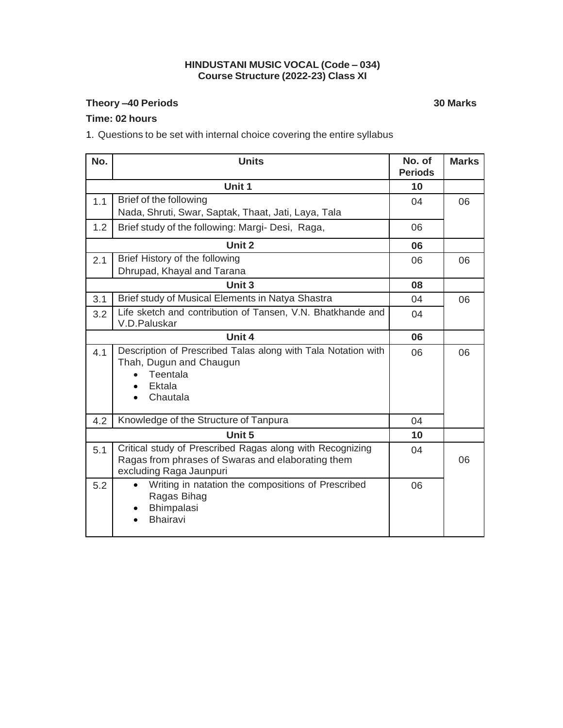**HINDUSTANI MUSIC VOCAL (Code – 034)**
**Course Structure (2022-23) Class XI**

**Theory –40 Periods** **30 Marks**

**Time: 02 hours**

1. Questions to be set with internal choice covering the entire syllabus

| No. | Units | No. of Periods | Marks |
|---|---|---|---|
| | **Unit 1** | **10** | |
| 1.1 | Brief of the following<br>Nada, Shruti, Swar, Saptak, Thaat, Jati, Laya, Tala | 04 | 06 |
| 1.2 | Brief study of the following: Margi- Desi, Raga, | 06 | |
| | **Unit 2** | **06** | |
| 2.1 | Brief History of the following<br>Dhrupad, Khayal and Tarana | 06 | 06 |
| | **Unit 3** | **08** | |
| 3.1 | Brief study of Musical Elements in Natya Shastra | 04 | 06 |
| 3.2 | Life sketch and contribution of Tansen, V.N. Bhatkhande and V.D.Paluskar | 04 | |
| | **Unit 4** | **06** | |
| 4.1 | Description of Prescribed Talas along with Tala Notation with Thah, Dugun and Chaugun<br>• Teentala<br>• Ektala<br>• Chautala | 06 | 06 |
| 4.2 | Knowledge of the Structure of Tanpura | 04 | |
| | **Unit 5** | **10** | |
| 5.1 | Critical study of Prescribed Ragas along with Recognizing Ragas from phrases of Swaras and elaborating them excluding Raga Jaunpuri | 04 | 06 |
| 5.2 | • Writing in natation the compositions of Prescribed Ragas Bihag<br>• Bhimpalasi<br>• Bhairavi | 06 | |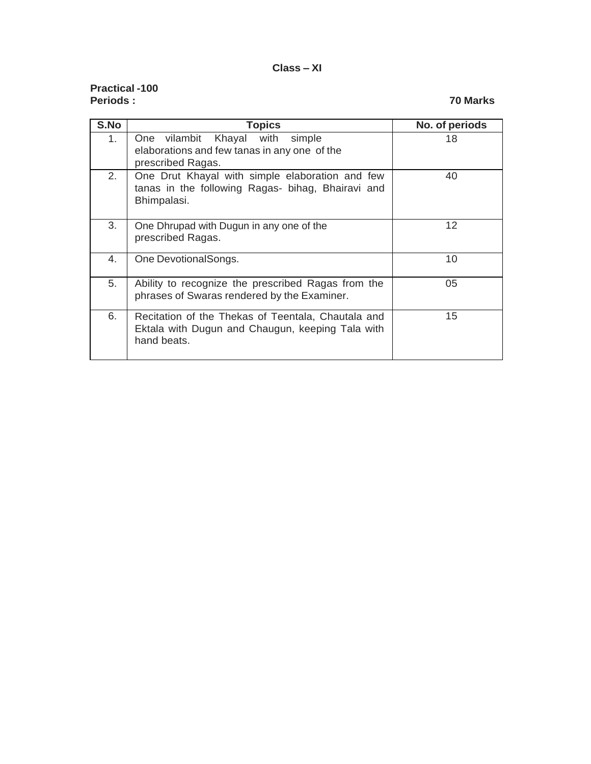**Class – XI**

**Practical -100**
**Periods :** **70 Marks**

| S.No | Topics | No. of periods |
|---|---|---|
| 1. | One vilambit Khayal with simple elaborations and few tanas in any one of the prescribed Ragas. | 18 |
| 2. | One Drut Khayal with simple elaboration and few tanas in the following Ragas- bihag, Bhairavi and Bhimpalasi. | 40 |
| 3. | One Dhrupad with Dugun in any one of the prescribed Ragas. | 12 |
| 4. | One DevotionalSongs. | 10 |
| 5. | Ability to recognize the prescribed Ragas from the phrases of Swaras rendered by the Examiner. | 05 |
| 6. | Recitation of the Thekas of Teentala, Chautala and Ektala with Dugun and Chaugun, keeping Tala with hand beats. | 15 |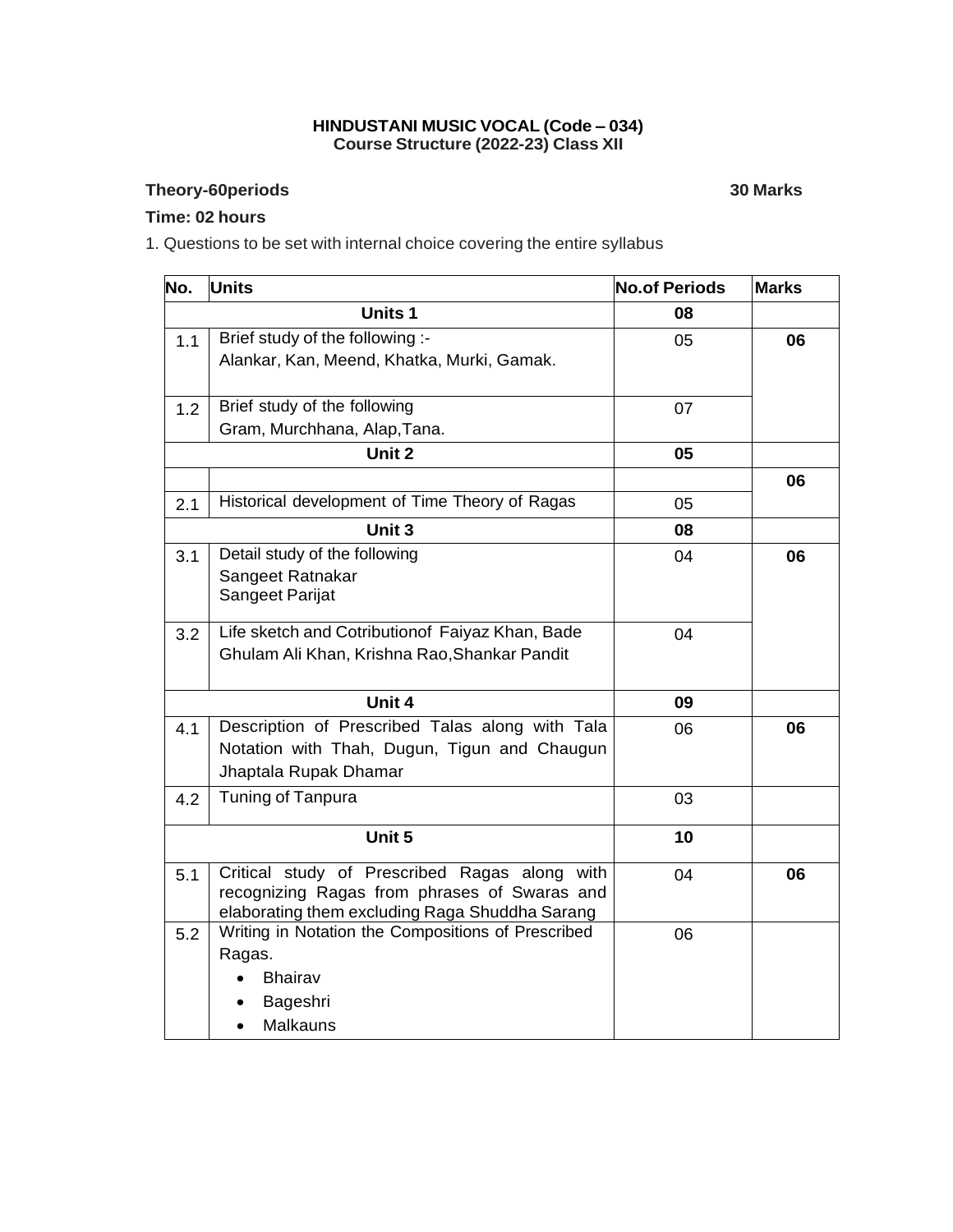**HINDUSTANI MUSIC VOCAL (Code – 034)**
**Course Structure (2022-23) Class XII**

**Theory-60periods** **30 Marks**

**Time: 02 hours**

1. Questions to be set with internal choice covering the entire syllabus

| No. | Units | No.of Periods | Marks |
|---|---|---|---|
| | **Units 1** | **08** | |
| 1.1 | Brief study of the following :-<br>Alankar, Kan, Meend, Khatka, Murki, Gamak. | 05 | **06** |
| 1.2 | Brief study of the following<br>Gram, Murchhana, Alap,Tana. | 07 | |
| | **Unit 2** | **05** | |
| | | | **06** |
| 2.1 | Historical development of Time Theory of Ragas | 05 | |
| | **Unit 3** | **08** | |
| 3.1 | Detail study of the following<br>Sangeet Ratnakar<br>Sangeet Parijat | 04 | **06** |
| 3.2 | Life sketch and Cotributionof Faiyaz Khan, Bade Ghulam Ali Khan, Krishna Rao,Shankar Pandit | 04 | |
| | **Unit 4** | **09** | |
| 4.1 | Description of Prescribed Talas along with Tala Notation with Thah, Dugun, Tigun and Chaugun<br>Jhaptala Rupak Dhamar | 06 | **06** |
| 4.2 | Tuning of Tanpura | 03 | |
| | **Unit 5** | **10** | |
| 5.1 | Critical study of Prescribed Ragas along with recognizing Ragas from phrases of Swaras and elaborating them excluding Raga Shuddha Sarang | 04 | **06** |
| 5.2 | Writing in Notation the Compositions of Prescribed Ragas.<br>• Bhairav<br>• Bageshri<br>• Malkauns | 06 | |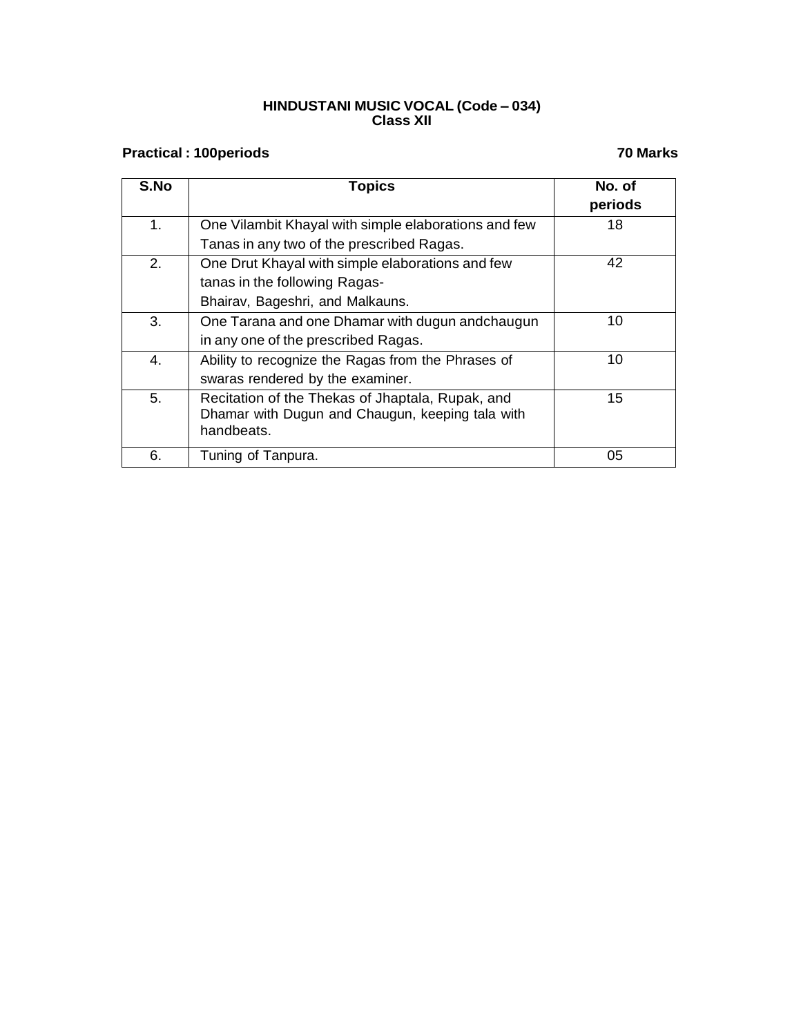**HINDUSTANI MUSIC VOCAL (Code – 034)**
**Class XII**

**Practical : 100periods** **70 Marks**

| S.No | Topics | No. of periods |
|---|---|---|
| 1. | One Vilambit Khayal with simple elaborations and few Tanas in any two of the prescribed Ragas. | 18 |
| 2. | One Drut Khayal with simple elaborations and few tanas in the following Ragas- Bhairav, Bageshri, and Malkauns. | 42 |
| 3. | One Tarana and one Dhamar with dugun andchaugun in any one of the prescribed Ragas. | 10 |
| 4. | Ability to recognize the Ragas from the Phrases of swaras rendered by the examiner. | 10 |
| 5. | Recitation of the Thekas of Jhaptala, Rupak, and Dhamar with Dugun and Chaugun, keeping tala with handbeats. | 15 |
| 6. | Tuning of Tanpura. | 05 |